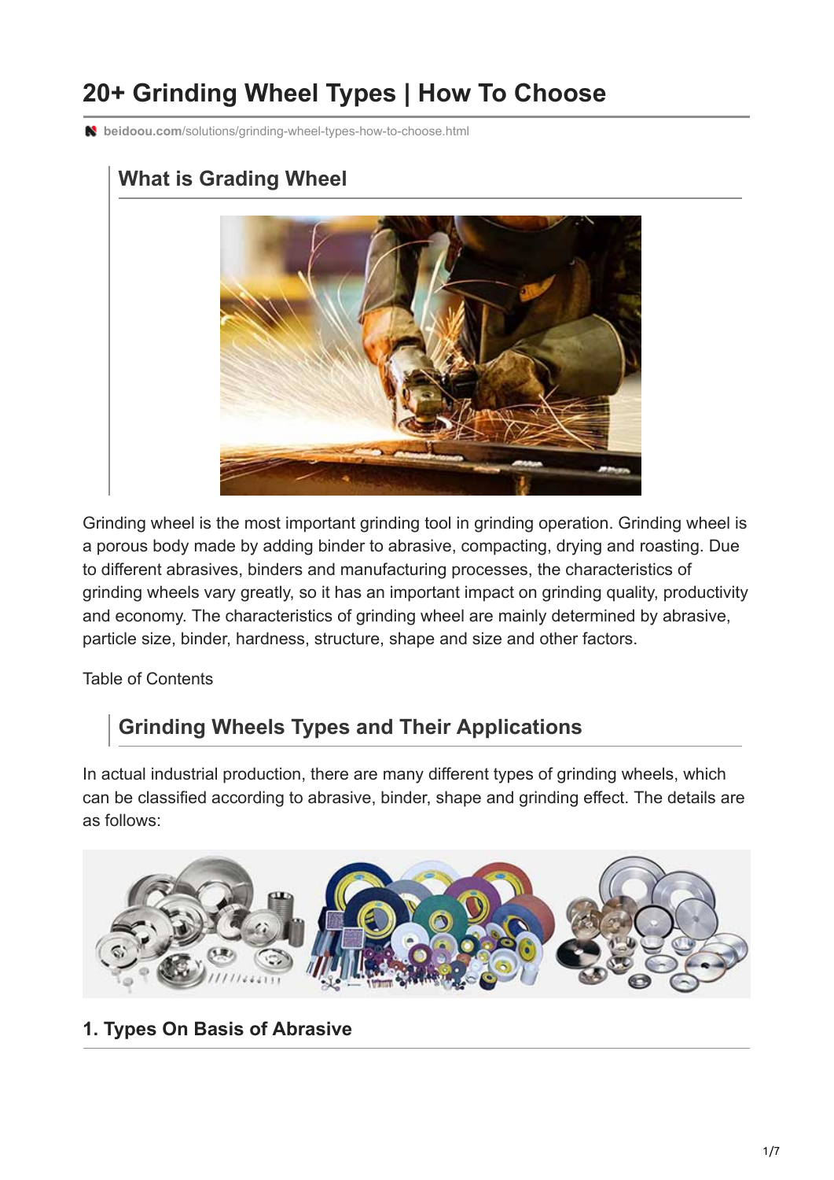# 20+ Grinding Wheel Types | How To Choose

beidoou.com/solutions/grinding-wheel-types-how-to-choose.html

## What is Grading Wheel

Grinding wheel is the most important grinding tool in grinding operation. Grinding wheel is a porous body made by adding binder to abrasive, compacting, drying and roasting. Due to different abrasives, binders and manufacturing processes, the characteristics of grinding wheels vary greatly, so it has an important impact on grinding quality, productivity and economy. The characteristics of grinding wheel are mainly determined by abrasive, particle size, binder, hardness, structure, shape and size and other factors.

Table of Contents

## Grinding Wheels Types and Their Applications

In actual industrial production, there are many different types of grinding wheels, which can be classified according to abrasive, binder, shape and grinding effect. The details are as follows:

### 1. Types On Basis of Abrasive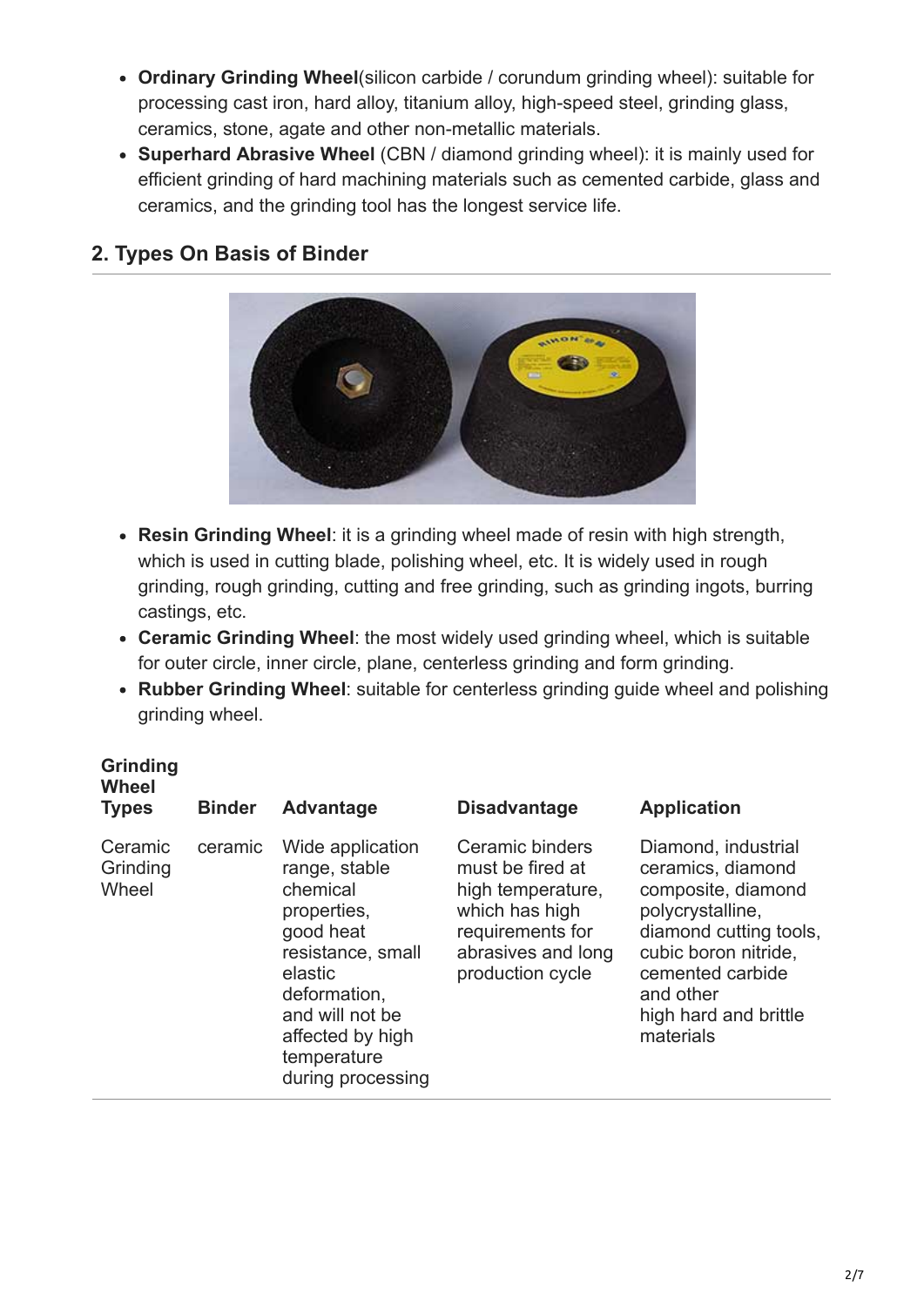- **Ordinary Grinding Wheel**(silicon carbide / corundum grinding wheel): suitable for processing cast iron, hard alloy, titanium alloy, high-speed steel, grinding glass, ceramics, stone, agate and other non-metallic materials.
- **Superhard Abrasive Wheel** (CBN / diamond grinding wheel): it is mainly used for efficient grinding of hard machining materials such as cemented carbide, glass and ceramics, and the grinding tool has the longest service life.

## 2. Types On Basis of Binder

- **Resin Grinding Wheel**: it is a grinding wheel made of resin with high strength, which is used in cutting blade, polishing wheel, etc. It is widely used in rough grinding, rough grinding, cutting and free grinding, such as grinding ingots, burring castings, etc.
- **Ceramic Grinding Wheel**: the most widely used grinding wheel, which is suitable for outer circle, inner circle, plane, centerless grinding and form grinding.
- **Rubber Grinding Wheel**: suitable for centerless grinding guide wheel and polishing grinding wheel.

| Grinding Wheel Types | Binder | Advantage | Disadvantage | Application |
|---|---|---|---|---|
| Ceramic Grinding Wheel | ceramic | Wide application range, stable chemical properties, good heat resistance, small elastic deformation, and will not be affected by high temperature during processing | Ceramic binders must be fired at high temperature, which has high requirements for abrasives and long production cycle | Diamond, industrial ceramics, diamond composite, diamond polycrystalline, diamond cutting tools, cubic boron nitride, cemented carbide and other high hard and brittle materials |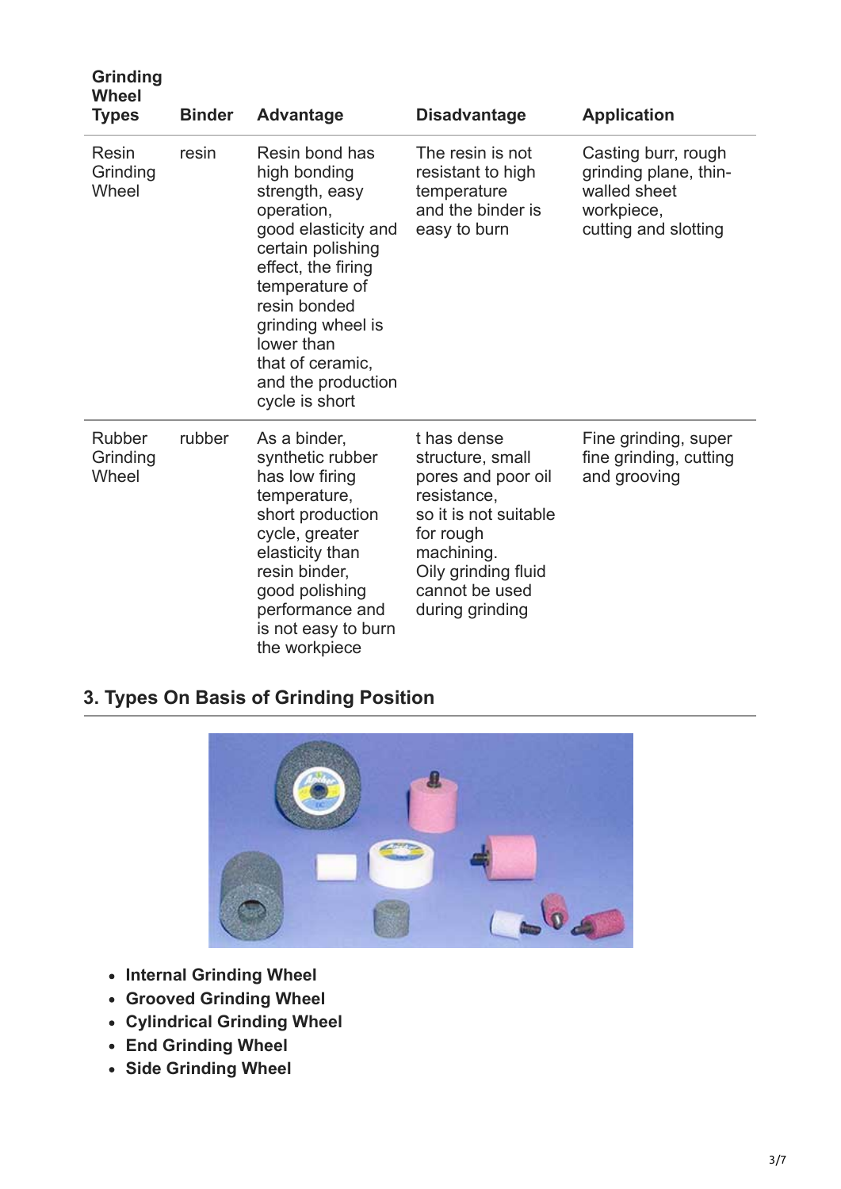| Grinding Wheel Types | Binder | Advantage | Disadvantage | Application |
|---|---|---|---|---|
| Resin Grinding Wheel | resin | Resin bond has high bonding strength, easy operation, good elasticity and certain polishing effect, the firing temperature of resin bonded grinding wheel is lower than that of ceramic, and the production cycle is short | The resin is not resistant to high temperature and the binder is easy to burn | Casting burr, rough grinding plane, thin-walled sheet workpiece, cutting and slotting |
| Rubber Grinding Wheel | rubber | As a binder, synthetic rubber has low firing temperature, short production cycle, greater elasticity than resin binder, good polishing performance and is not easy to burn the workpiece | t has dense structure, small pores and poor oil resistance, so it is not suitable for rough machining. Oily grinding fluid cannot be used during grinding | Fine grinding, super fine grinding, cutting and grooving |

## 3. Types On Basis of Grinding Position

- **Internal Grinding Wheel**
- **Grooved Grinding Wheel**
- **Cylindrical Grinding Wheel**
- **End Grinding Wheel**
- **Side Grinding Wheel**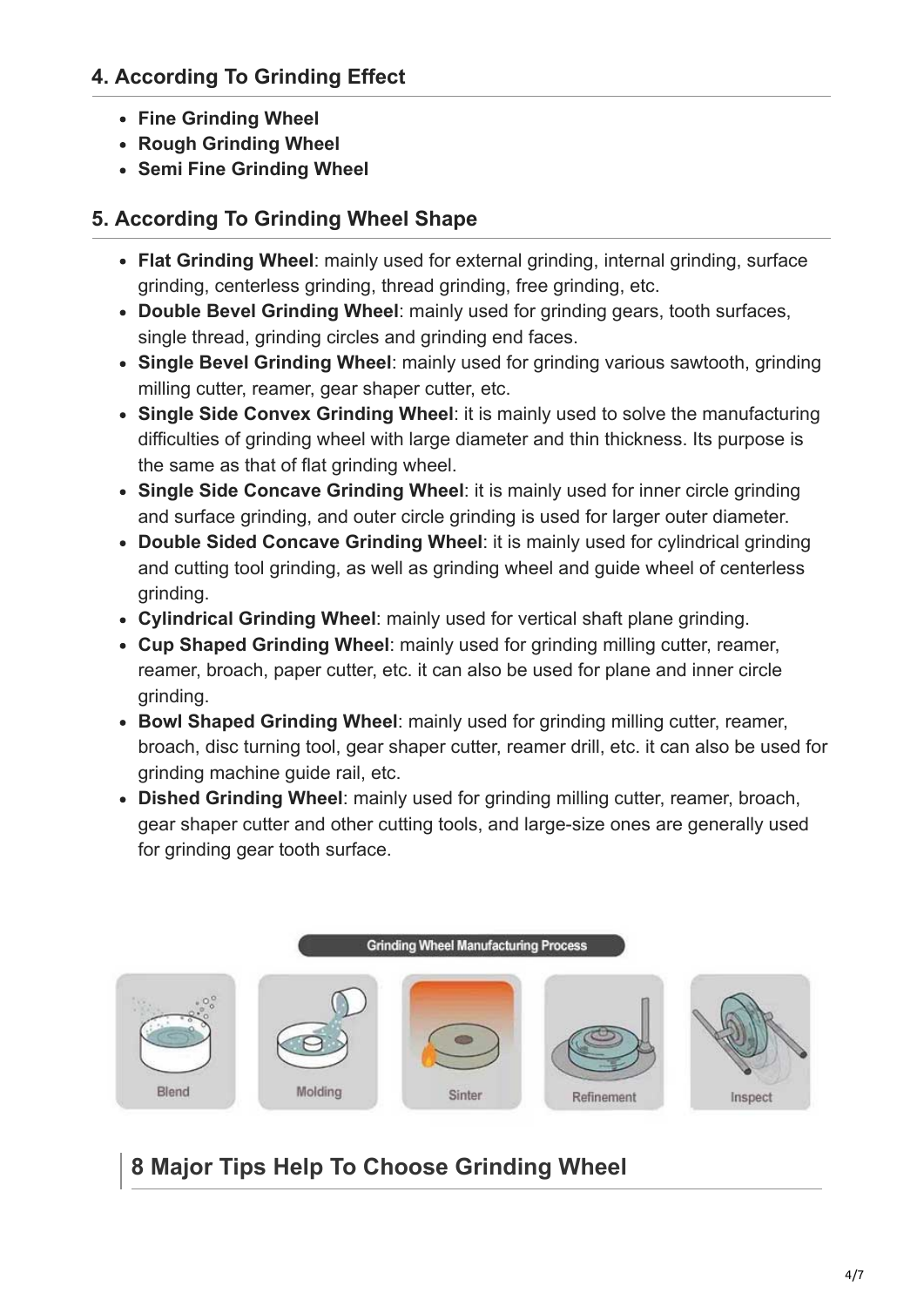### 4. According To Grinding Effect

- **Fine Grinding Wheel**
- **Rough Grinding Wheel**
- **Semi Fine Grinding Wheel**

### 5. According To Grinding Wheel Shape

- **Flat Grinding Wheel**: mainly used for external grinding, internal grinding, surface grinding, centerless grinding, thread grinding, free grinding, etc.
- **Double Bevel Grinding Wheel**: mainly used for grinding gears, tooth surfaces, single thread, grinding circles and grinding end faces.
- **Single Bevel Grinding Wheel**: mainly used for grinding various sawtooth, grinding milling cutter, reamer, gear shaper cutter, etc.
- **Single Side Convex Grinding Wheel**: it is mainly used to solve the manufacturing difficulties of grinding wheel with large diameter and thin thickness. Its purpose is the same as that of flat grinding wheel.
- **Single Side Concave Grinding Wheel**: it is mainly used for inner circle grinding and surface grinding, and outer circle grinding is used for larger outer diameter.
- **Double Sided Concave Grinding Wheel**: it is mainly used for cylindrical grinding and cutting tool grinding, as well as grinding wheel and guide wheel of centerless grinding.
- **Cylindrical Grinding Wheel**: mainly used for vertical shaft plane grinding.
- **Cup Shaped Grinding Wheel**: mainly used for grinding milling cutter, reamer, reamer, broach, paper cutter, etc. it can also be used for plane and inner circle grinding.
- **Bowl Shaped Grinding Wheel**: mainly used for grinding milling cutter, reamer, broach, disc turning tool, gear shaper cutter, reamer drill, etc. it can also be used for grinding machine guide rail, etc.
- **Dished Grinding Wheel**: mainly used for grinding milling cutter, reamer, broach, gear shaper cutter and other cutting tools, and large-size ones are generally used for grinding gear tooth surface.

Grinding Wheel Manufacturing Process

Blend — Molding — Sinter — Refinement — Inspect

## 8 Major Tips Help To Choose Grinding Wheel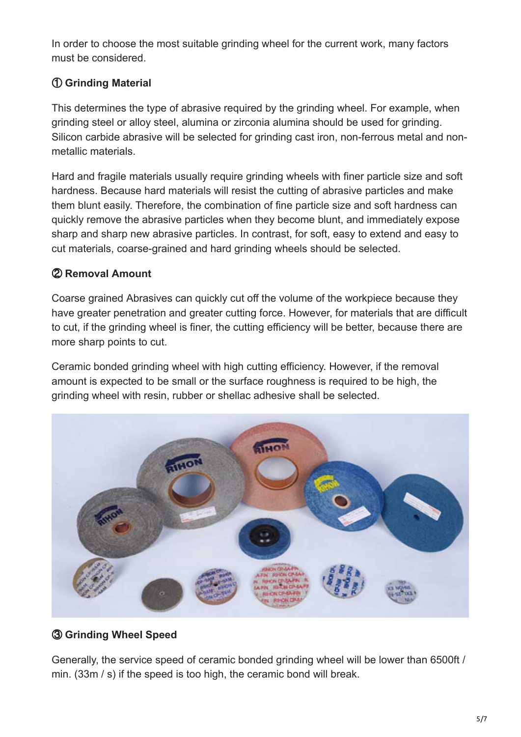In order to choose the most suitable grinding wheel for the current work, many factors must be considered.

### ① Grinding Material

This determines the type of abrasive required by the grinding wheel. For example, when grinding steel or alloy steel, alumina or zirconia alumina should be used for grinding. Silicon carbide abrasive will be selected for grinding cast iron, non-ferrous metal and non-metallic materials.

Hard and fragile materials usually require grinding wheels with finer particle size and soft hardness. Because hard materials will resist the cutting of abrasive particles and make them blunt easily. Therefore, the combination of fine particle size and soft hardness can quickly remove the abrasive particles when they become blunt, and immediately expose sharp and sharp new abrasive particles. In contrast, for soft, easy to extend and easy to cut materials, coarse-grained and hard grinding wheels should be selected.

### ② Removal Amount

Coarse grained Abrasives can quickly cut off the volume of the workpiece because they have greater penetration and greater cutting force. However, for materials that are difficult to cut, if the grinding wheel is finer, the cutting efficiency will be better, because there are more sharp points to cut.

Ceramic bonded grinding wheel with high cutting efficiency. However, if the removal amount is expected to be small or the surface roughness is required to be high, the grinding wheel with resin, rubber or shellac adhesive shall be selected.

### ③ Grinding Wheel Speed

Generally, the service speed of ceramic bonded grinding wheel will be lower than 6500ft / min. (33m / s) if the speed is too high, the ceramic bond will break.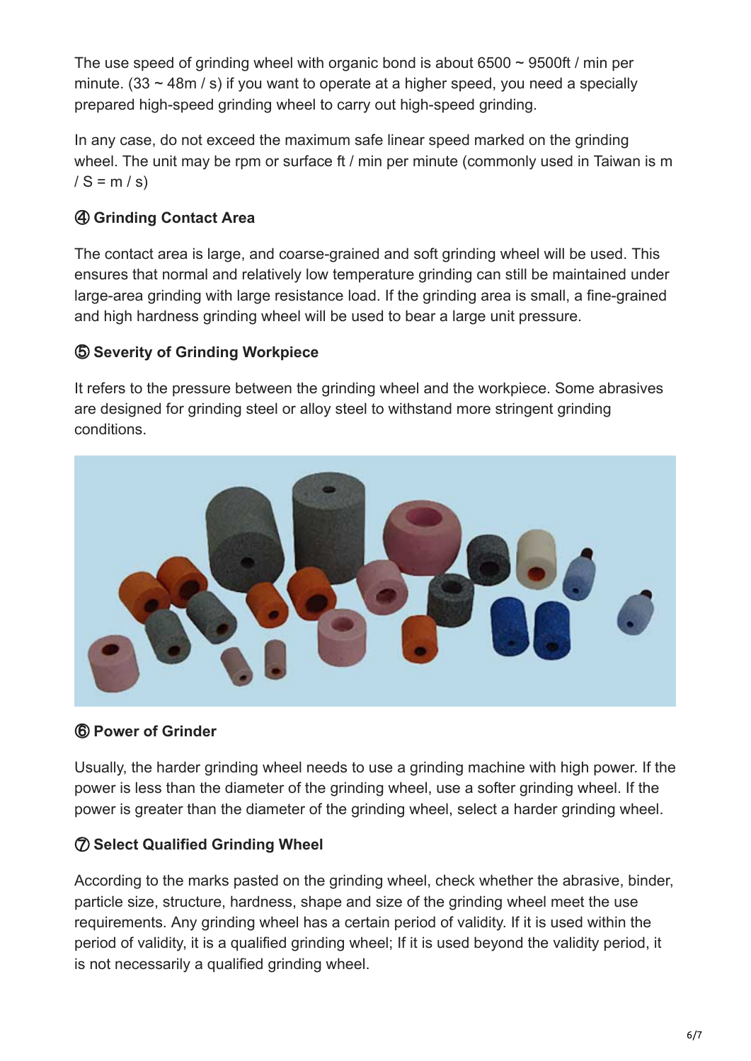The use speed of grinding wheel with organic bond is about 6500 ~ 9500ft / min per minute. (33 ~ 48m / s) if you want to operate at a higher speed, you need a specially prepared high-speed grinding wheel to carry out high-speed grinding.

In any case, do not exceed the maximum safe linear speed marked on the grinding wheel. The unit may be rpm or surface ft / min per minute (commonly used in Taiwan is m / S = m / s)

### ④ Grinding Contact Area

The contact area is large, and coarse-grained and soft grinding wheel will be used. This ensures that normal and relatively low temperature grinding can still be maintained under large-area grinding with large resistance load. If the grinding area is small, a fine-grained and high hardness grinding wheel will be used to bear a large unit pressure.

### ⑤ Severity of Grinding Workpiece

It refers to the pressure between the grinding wheel and the workpiece. Some abrasives are designed for grinding steel or alloy steel to withstand more stringent grinding conditions.

### ⑥ Power of Grinder

Usually, the harder grinding wheel needs to use a grinding machine with high power. If the power is less than the diameter of the grinding wheel, use a softer grinding wheel. If the power is greater than the diameter of the grinding wheel, select a harder grinding wheel.

### ⑦ Select Qualified Grinding Wheel

According to the marks pasted on the grinding wheel, check whether the abrasive, binder, particle size, structure, hardness, shape and size of the grinding wheel meet the use requirements. Any grinding wheel has a certain period of validity. If it is used within the period of validity, it is a qualified grinding wheel; If it is used beyond the validity period, it is not necessarily a qualified grinding wheel.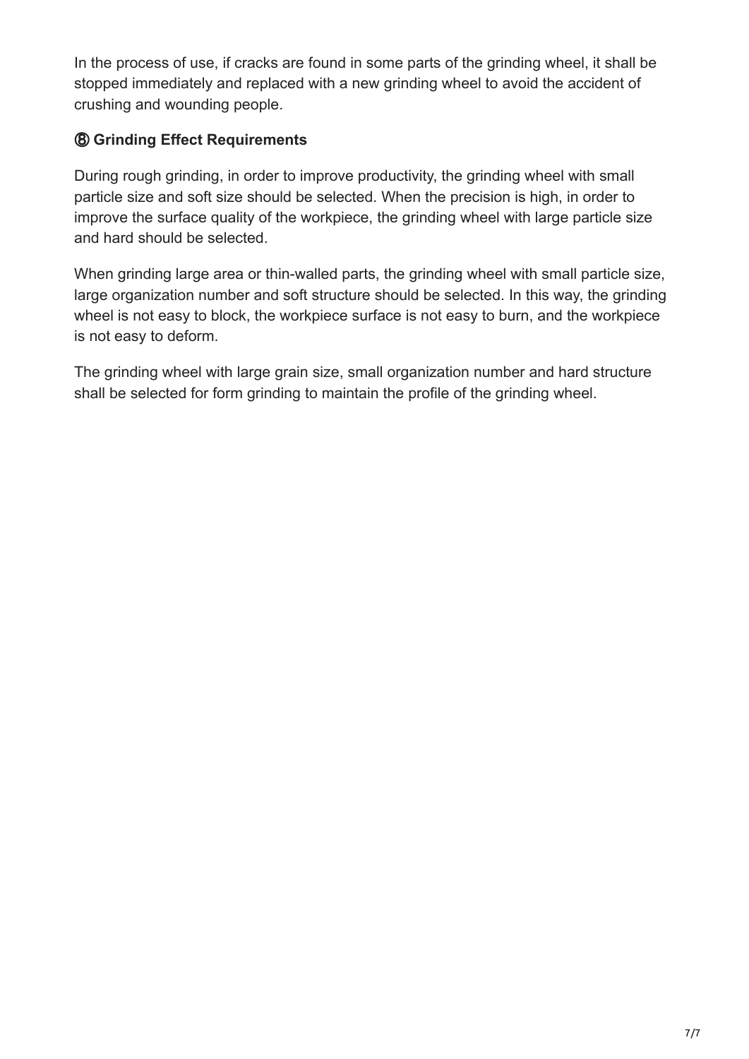In the process of use, if cracks are found in some parts of the grinding wheel, it shall be stopped immediately and replaced with a new grinding wheel to avoid the accident of crushing and wounding people.

### ⑧ Grinding Effect Requirements

During rough grinding, in order to improve productivity, the grinding wheel with small particle size and soft size should be selected. When the precision is high, in order to improve the surface quality of the workpiece, the grinding wheel with large particle size and hard should be selected.

When grinding large area or thin-walled parts, the grinding wheel with small particle size, large organization number and soft structure should be selected. In this way, the grinding wheel is not easy to block, the workpiece surface is not easy to burn, and the workpiece is not easy to deform.

The grinding wheel with large grain size, small organization number and hard structure shall be selected for form grinding to maintain the profile of the grinding wheel.